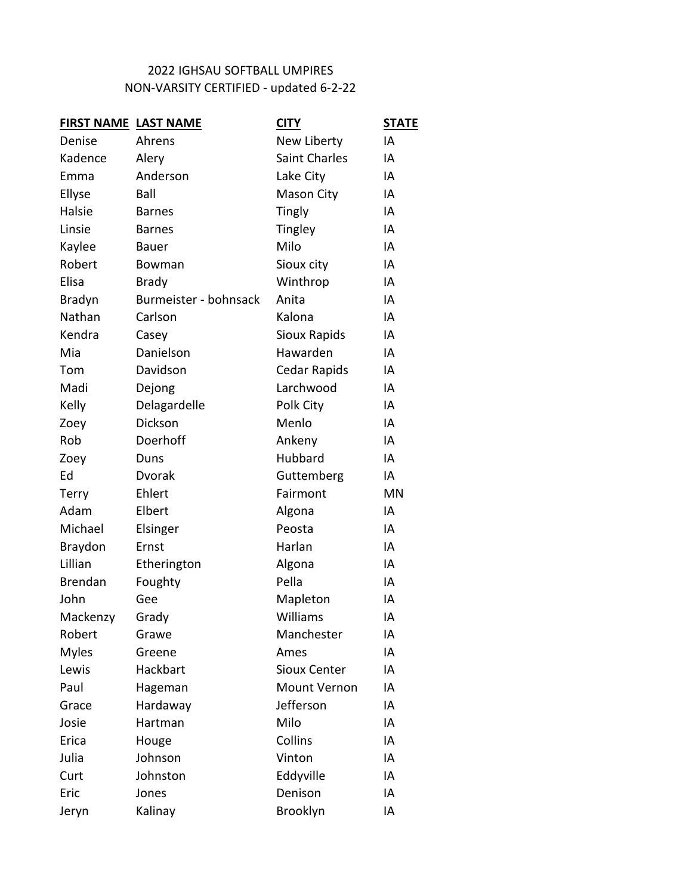# 2022 IGHSAU SOFTBALL UMPIRES

## NON-VARSITY CERTIFIED - updated 6-2-22

| FIRST NAME | LAST NAME | CITY | STATE |
|---|---|---|---|
| Denise | Ahrens | New Liberty | IA |
| Kadence | Alery | Saint Charles | IA |
| Emma | Anderson | Lake City | IA |
| Ellyse | Ball | Mason City | IA |
| Halsie | Barnes | Tingly | IA |
| Linsie | Barnes | Tingley | IA |
| Kaylee | Bauer | Milo | IA |
| Robert | Bowman | Sioux city | IA |
| Elisa | Brady | Winthrop | IA |
| Bradyn | Burmeister - bohnsack | Anita | IA |
| Nathan | Carlson | Kalona | IA |
| Kendra | Casey | Sioux Rapids | IA |
| Mia | Danielson | Hawarden | IA |
| Tom | Davidson | Cedar Rapids | IA |
| Madi | Dejong | Larchwood | IA |
| Kelly | Delagardelle | Polk City | IA |
| Zoey | Dickson | Menlo | IA |
| Rob | Doerhoff | Ankeny | IA |
| Zoey | Duns | Hubbard | IA |
| Ed | Dvorak | Guttemberg | IA |
| Terry | Ehlert | Fairmont | MN |
| Adam | Elbert | Algona | IA |
| Michael | Elsinger | Peosta | IA |
| Braydon | Ernst | Harlan | IA |
| Lillian | Etherington | Algona | IA |
| Brendan | Foughty | Pella | IA |
| John | Gee | Mapleton | IA |
| Mackenzy | Grady | Williams | IA |
| Robert | Grawe | Manchester | IA |
| Myles | Greene | Ames | IA |
| Lewis | Hackbart | Sioux Center | IA |
| Paul | Hageman | Mount Vernon | IA |
| Grace | Hardaway | Jefferson | IA |
| Josie | Hartman | Milo | IA |
| Erica | Houge | Collins | IA |
| Julia | Johnson | Vinton | IA |
| Curt | Johnston | Eddyville | IA |
| Eric | Jones | Denison | IA |
| Jeryn | Kalinay | Brooklyn | IA |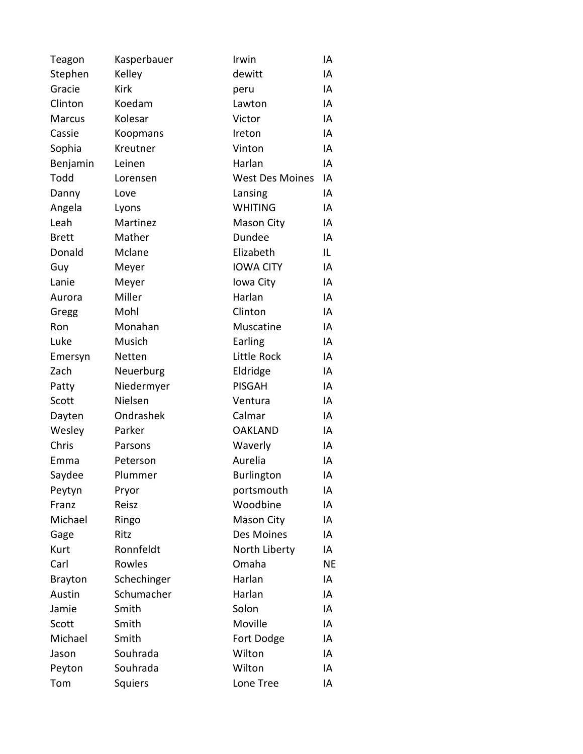| | | | |
|---|---|---|---|
| Teagon | Kasperbauer | Irwin | IA |
| Stephen | Kelley | dewitt | IA |
| Gracie | Kirk | peru | IA |
| Clinton | Koedam | Lawton | IA |
| Marcus | Kolesar | Victor | IA |
| Cassie | Koopmans | Ireton | IA |
| Sophia | Kreutner | Vinton | IA |
| Benjamin | Leinen | Harlan | IA |
| Todd | Lorensen | West Des Moines | IA |
| Danny | Love | Lansing | IA |
| Angela | Lyons | WHITING | IA |
| Leah | Martinez | Mason City | IA |
| Brett | Mather | Dundee | IA |
| Donald | Mclane | Elizabeth | IL |
| Guy | Meyer | IOWA CITY | IA |
| Lanie | Meyer | Iowa City | IA |
| Aurora | Miller | Harlan | IA |
| Gregg | Mohl | Clinton | IA |
| Ron | Monahan | Muscatine | IA |
| Luke | Musich | Earling | IA |
| Emersyn | Netten | Little Rock | IA |
| Zach | Neuerburg | Eldridge | IA |
| Patty | Niedermyer | PISGAH | IA |
| Scott | Nielsen | Ventura | IA |
| Dayten | Ondrashek | Calmar | IA |
| Wesley | Parker | OAKLAND | IA |
| Chris | Parsons | Waverly | IA |
| Emma | Peterson | Aurelia | IA |
| Saydee | Plummer | Burlington | IA |
| Peytyn | Pryor | portsmouth | IA |
| Franz | Reisz | Woodbine | IA |
| Michael | Ringo | Mason City | IA |
| Gage | Ritz | Des Moines | IA |
| Kurt | Ronnfeldt | North Liberty | IA |
| Carl | Rowles | Omaha | NE |
| Brayton | Schechinger | Harlan | IA |
| Austin | Schumacher | Harlan | IA |
| Jamie | Smith | Solon | IA |
| Scott | Smith | Moville | IA |
| Michael | Smith | Fort Dodge | IA |
| Jason | Souhrada | Wilton | IA |
| Peyton | Souhrada | Wilton | IA |
| Tom | Squiers | Lone Tree | IA |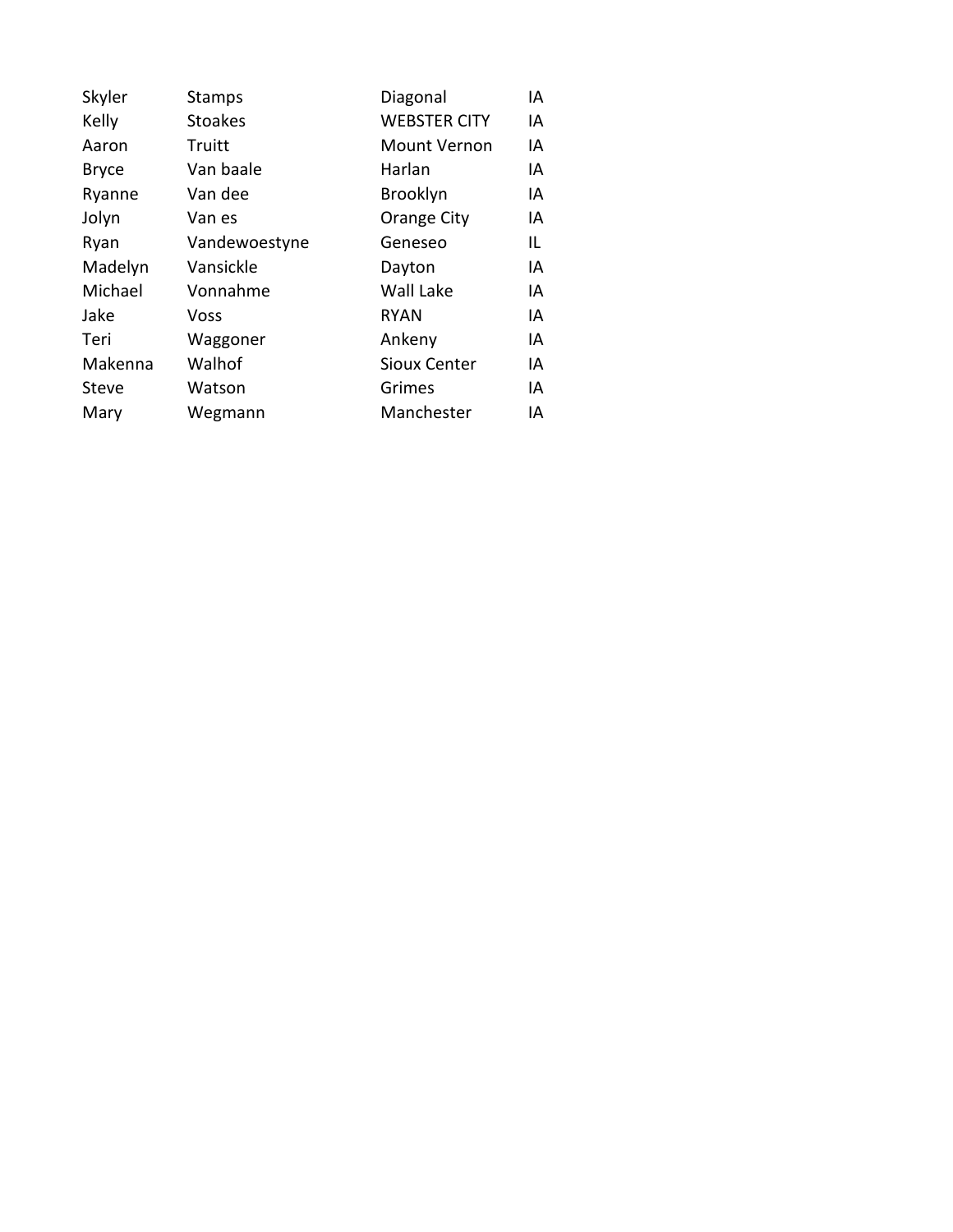| | | | |
|---|---|---|---|
| Skyler | Stamps | Diagonal | IA |
| Kelly | Stoakes | WEBSTER CITY | IA |
| Aaron | Truitt | Mount Vernon | IA |
| Bryce | Van baale | Harlan | IA |
| Ryanne | Van dee | Brooklyn | IA |
| Jolyn | Van es | Orange City | IA |
| Ryan | Vandewoestyne | Geneseo | IL |
| Madelyn | Vansickle | Dayton | IA |
| Michael | Vonnahme | Wall Lake | IA |
| Jake | Voss | RYAN | IA |
| Teri | Waggoner | Ankeny | IA |
| Makenna | Walhof | Sioux Center | IA |
| Steve | Watson | Grimes | IA |
| Mary | Wegmann | Manchester | IA |